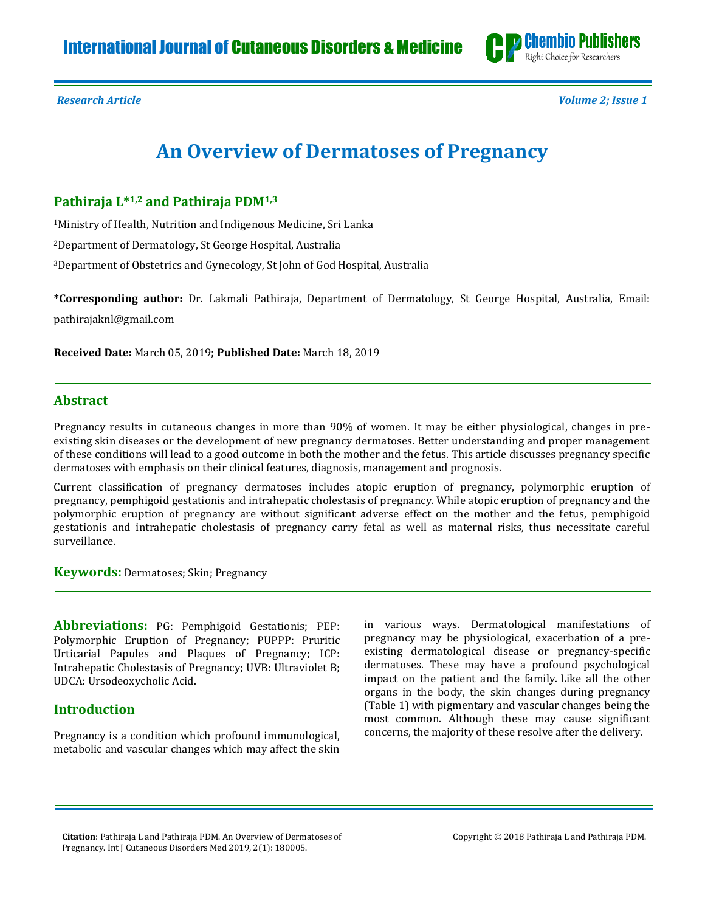Research Article

Volume 2; Issue 1

# An Overview of Dermatoses of Pregnancy

**Pathiraja L*[1,2] and Pathiraja PDM[1,3]**

[1]Ministry of Health, Nutrition and Indigenous Medicine, Sri Lanka

[2]Department of Dermatology, St George Hospital, Australia

[3]Department of Obstetrics and Gynecology, St John of God Hospital, Australia

**\*Corresponding author:** Dr. Lakmali Pathiraja, Department of Dermatology, St George Hospital, Australia, Email: pathirajaknl@gmail.com

**Received Date:** March 05, 2019; **Published Date:** March 18, 2019

## Abstract

Pregnancy results in cutaneous changes in more than 90% of women. It may be either physiological, changes in pre-existing skin diseases or the development of new pregnancy dermatoses. Better understanding and proper management of these conditions will lead to a good outcome in both the mother and the fetus. This article discusses pregnancy specific dermatoses with emphasis on their clinical features, diagnosis, management and prognosis.

Current classification of pregnancy dermatoses includes atopic eruption of pregnancy, polymorphic eruption of pregnancy, pemphigoid gestationis and intrahepatic cholestasis of pregnancy. While atopic eruption of pregnancy and the polymorphic eruption of pregnancy are without significant adverse effect on the mother and the fetus, pemphigoid gestationis and intrahepatic cholestasis of pregnancy carry fetal as well as maternal risks, thus necessitate careful surveillance.

**Keywords:** Dermatoses; Skin; Pregnancy

**Abbreviations:** PG: Pemphigoid Gestationis; PEP: Polymorphic Eruption of Pregnancy; PUPPP: Pruritic Urticarial Papules and Plaques of Pregnancy; ICP: Intrahepatic Cholestasis of Pregnancy; UVB: Ultraviolet B; UDCA: Ursodeoxycholic Acid.

## Introduction

Pregnancy is a condition which profound immunological, metabolic and vascular changes which may affect the skin in various ways. Dermatological manifestations of pregnancy may be physiological, exacerbation of a pre-existing dermatological disease or pregnancy-specific dermatoses. These may have a profound psychological impact on the patient and the family. Like all the other organs in the body, the skin changes during pregnancy (Table 1) with pigmentary and vascular changes being the most common. Although these may cause significant concerns, the majority of these resolve after the delivery.

**Citation**: Pathiraja L and Pathiraja PDM. An Overview of Dermatoses of Pregnancy. Int J Cutaneous Disorders Med 2019, 2(1): 180005.

Copyright © 2018 Pathiraja L and Pathiraja PDM.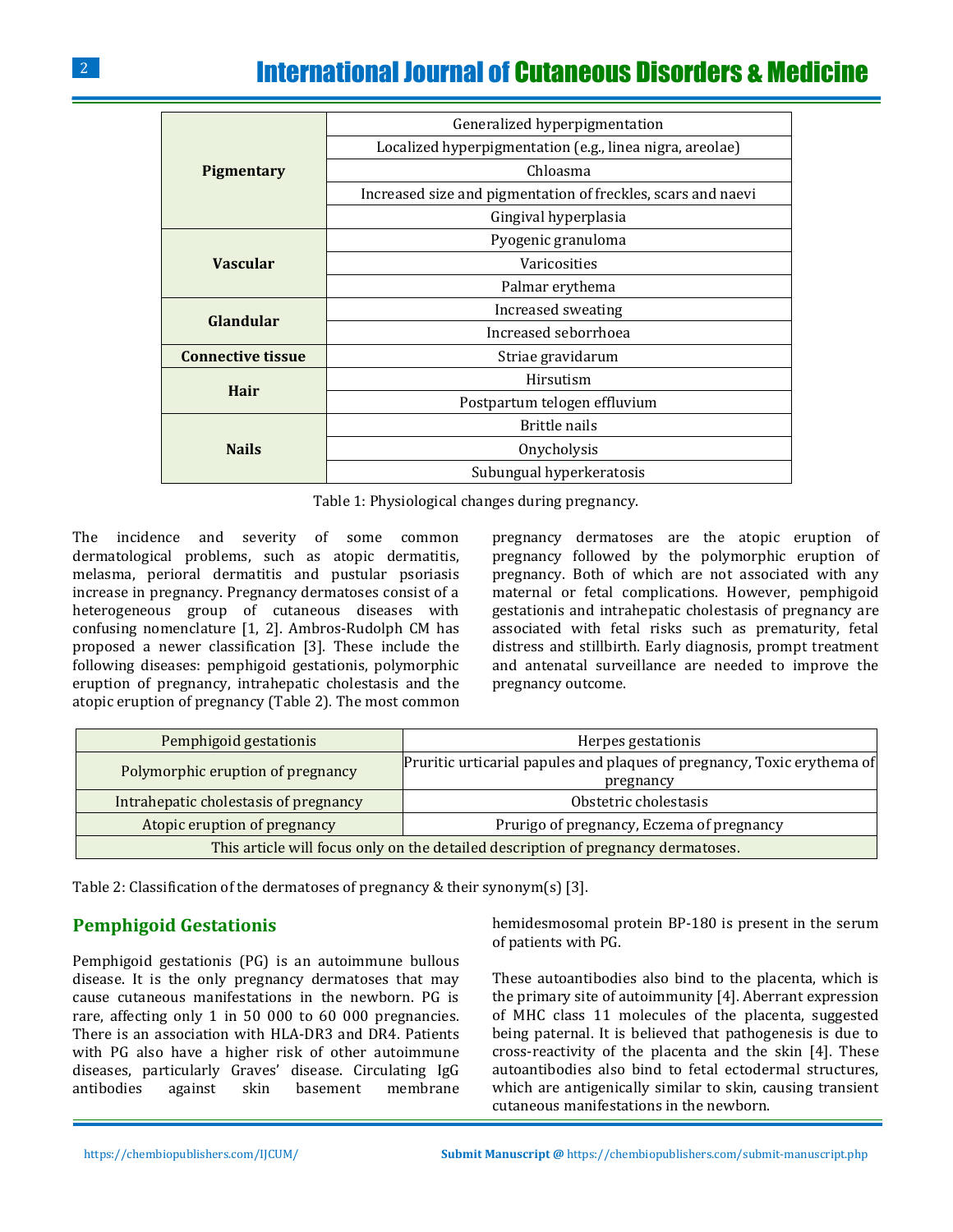| | |
|---|---|
| **Pigmentary** | Generalized hyperpigmentation |
| | Localized hyperpigmentation (e.g., linea nigra, areolae) |
| | Chloasma |
| | Increased size and pigmentation of freckles, scars and naevi |
| | Gingival hyperplasia |
| **Vascular** | Pyogenic granuloma |
| | Varicosities |
| | Palmar erythema |
| **Glandular** | Increased sweating |
| | Increased seborrhoea |
| **Connective tissue** | Striae gravidarum |
| **Hair** | Hirsutism |
| | Postpartum telogen effluvium |
| **Nails** | Brittle nails |
| | Onycholysis |
| | Subungual hyperkeratosis |

Table 1: Physiological changes during pregnancy.

The incidence and severity of some common dermatological problems, such as atopic dermatitis, melasma, perioral dermatitis and pustular psoriasis increase in pregnancy. Pregnancy dermatoses consist of a heterogeneous group of cutaneous diseases with confusing nomenclature [1, 2]. Ambros-Rudolph CM has proposed a newer classification [3]. These include the following diseases: pemphigoid gestationis, polymorphic eruption of pregnancy, intrahepatic cholestasis and the atopic eruption of pregnancy (Table 2). The most common pregnancy dermatoses are the atopic eruption of pregnancy followed by the polymorphic eruption of pregnancy. Both of which are not associated with any maternal or fetal complications. However, pemphigoid gestationis and intrahepatic cholestasis of pregnancy are associated with fetal risks such as prematurity, fetal distress and stillbirth. Early diagnosis, prompt treatment and antenatal surveillance are needed to improve the pregnancy outcome.

| | |
|---|---|
| Pemphigoid gestationis | Herpes gestationis |
| Polymorphic eruption of pregnancy | Pruritic urticarial papules and plaques of pregnancy, Toxic erythema of pregnancy |
| Intrahepatic cholestasis of pregnancy | Obstetric cholestasis |
| Atopic eruption of pregnancy | Prurigo of pregnancy, Eczema of pregnancy |
| This article will focus only on the detailed description of pregnancy dermatoses. | |

Table 2: Classification of the dermatoses of pregnancy & their synonym(s) [3].

## Pemphigoid Gestationis

Pemphigoid gestationis (PG) is an autoimmune bullous disease. It is the only pregnancy dermatoses that may cause cutaneous manifestations in the newborn. PG is rare, affecting only 1 in 50 000 to 60 000 pregnancies. There is an association with HLA-DR3 and DR4. Patients with PG also have a higher risk of other autoimmune diseases, particularly Graves' disease. Circulating IgG antibodies against skin basement membrane hemidesmosomal protein BP-180 is present in the serum of patients with PG.

These autoantibodies also bind to the placenta, which is the primary site of autoimmunity [4]. Aberrant expression of MHC class 11 molecules of the placenta, suggested being paternal. It is believed that pathogenesis is due to cross-reactivity of the placenta and the skin [4]. These autoantibodies also bind to fetal ectodermal structures, which are antigenically similar to skin, causing transient cutaneous manifestations in the newborn.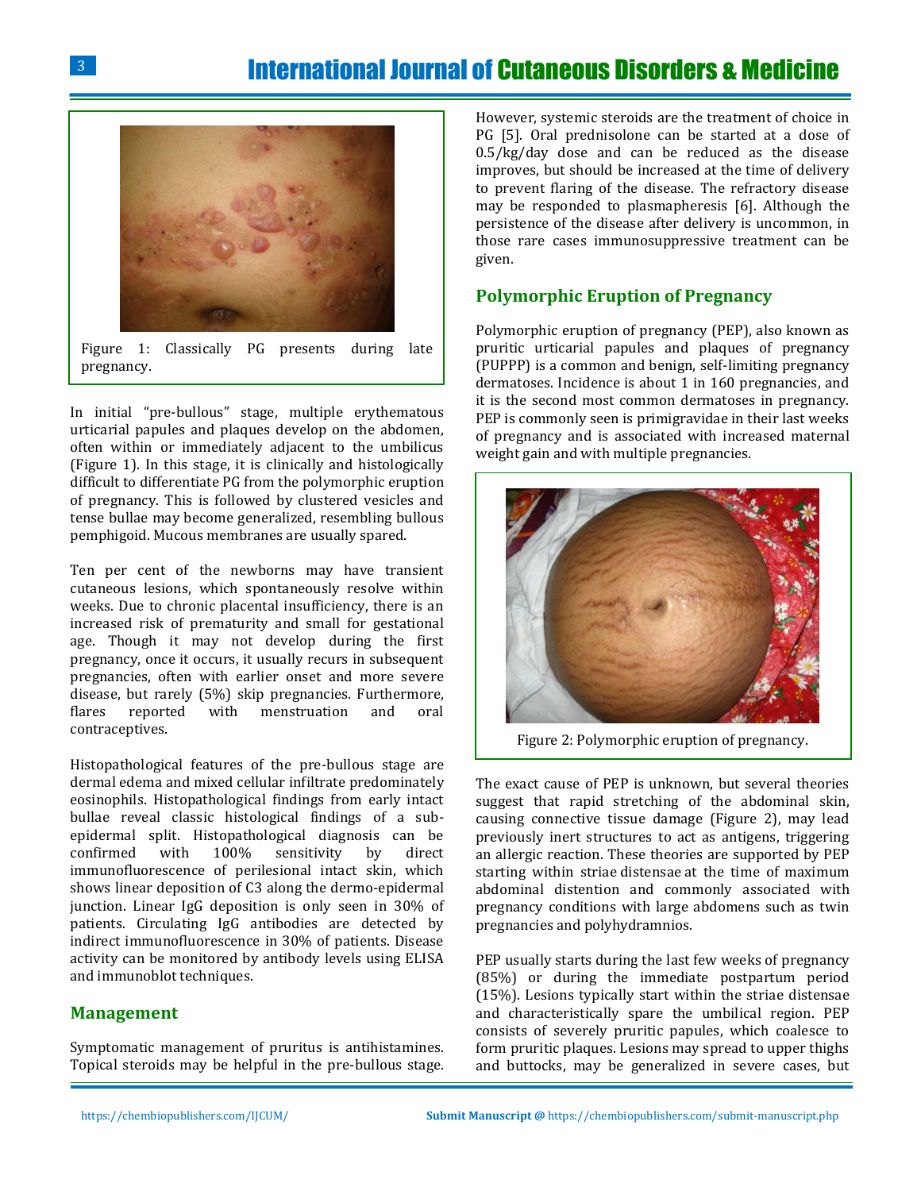Figure 1: Classically PG presents during late pregnancy.

In initial "pre-bullous" stage, multiple erythematous urticarial papules and plaques develop on the abdomen, often within or immediately adjacent to the umbilicus (Figure 1). In this stage, it is clinically and histologically difficult to differentiate PG from the polymorphic eruption of pregnancy. This is followed by clustered vesicles and tense bullae may become generalized, resembling bullous pemphigoid. Mucous membranes are usually spared.

Ten per cent of the newborns may have transient cutaneous lesions, which spontaneously resolve within weeks. Due to chronic placental insufficiency, there is an increased risk of prematurity and small for gestational age. Though it may not develop during the first pregnancy, once it occurs, it usually recurs in subsequent pregnancies, often with earlier onset and more severe disease, but rarely (5%) skip pregnancies. Furthermore, flares reported with menstruation and oral contraceptives.

Histopathological features of the pre-bullous stage are dermal edema and mixed cellular infiltrate predominately eosinophils. Histopathological findings from early intact bullae reveal classic histological findings of a sub-epidermal split. Histopathological diagnosis can be confirmed with 100% sensitivity by direct immunofluorescence of perilesional intact skin, which shows linear deposition of C3 along the dermo-epidermal junction. Linear IgG deposition is only seen in 30% of patients. Circulating IgG antibodies are detected by indirect immunofluorescence in 30% of patients. Disease activity can be monitored by antibody levels using ELISA and immunoblot techniques.

## Management

Symptomatic management of pruritus is antihistamines. Topical steroids may be helpful in the pre-bullous stage. However, systemic steroids are the treatment of choice in PG [5]. Oral prednisolone can be started at a dose of 0.5/kg/day dose and can be reduced as the disease improves, but should be increased at the time of delivery to prevent flaring of the disease. The refractory disease may be responded to plasmapheresis [6]. Although the persistence of the disease after delivery is uncommon, in those rare cases immunosuppressive treatment can be given.

## Polymorphic Eruption of Pregnancy

Polymorphic eruption of pregnancy (PEP), also known as pruritic urticarial papules and plaques of pregnancy (PUPPP) is a common and benign, self-limiting pregnancy dermatoses. Incidence is about 1 in 160 pregnancies, and it is the second most common dermatoses in pregnancy. PEP is commonly seen is primigravidae in their last weeks of pregnancy and is associated with increased maternal weight gain and with multiple pregnancies.

Figure 2: Polymorphic eruption of pregnancy.

The exact cause of PEP is unknown, but several theories suggest that rapid stretching of the abdominal skin, causing connective tissue damage (Figure 2), may lead previously inert structures to act as antigens, triggering an allergic reaction. These theories are supported by PEP starting within striae distensae at the time of maximum abdominal distention and commonly associated with pregnancy conditions with large abdomens such as twin pregnancies and polyhydramnios.

PEP usually starts during the last few weeks of pregnancy (85%) or during the immediate postpartum period (15%). Lesions typically start within the striae distensae and characteristically spare the umbilical region. PEP consists of severely pruritic papules, which coalesce to form pruritic plaques. Lesions may spread to upper thighs and buttocks, may be generalized in severe cases, but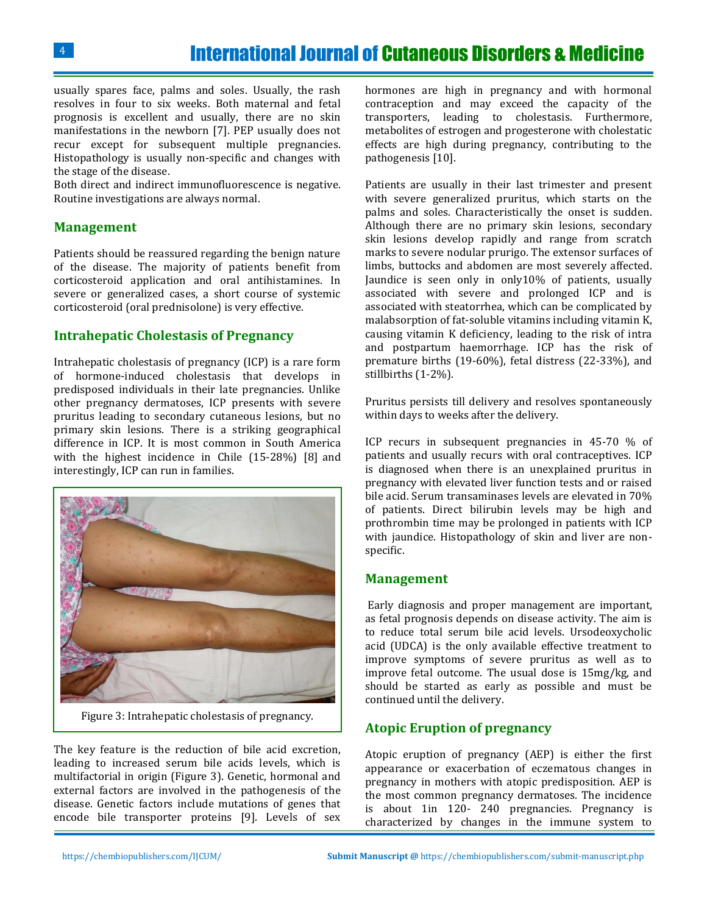usually spares face, palms and soles. Usually, the rash resolves in four to six weeks. Both maternal and fetal prognosis is excellent and usually, there are no skin manifestations in the newborn [7]. PEP usually does not recur except for subsequent multiple pregnancies. Histopathology is usually non-specific and changes with the stage of the disease.

Both direct and indirect immunofluorescence is negative. Routine investigations are always normal.

## Management

Patients should be reassured regarding the benign nature of the disease. The majority of patients benefit from corticosteroid application and oral antihistamines. In severe or generalized cases, a short course of systemic corticosteroid (oral prednisolone) is very effective.

## Intrahepatic Cholestasis of Pregnancy

Intrahepatic cholestasis of pregnancy (ICP) is a rare form of hormone-induced cholestasis that develops in predisposed individuals in their late pregnancies. Unlike other pregnancy dermatoses, ICP presents with severe pruritus leading to secondary cutaneous lesions, but no primary skin lesions. There is a striking geographical difference in ICP. It is most common in South America with the highest incidence in Chile (15-28%) [8] and interestingly, ICP can run in families.

Figure 3: Intrahepatic cholestasis of pregnancy.

The key feature is the reduction of bile acid excretion, leading to increased serum bile acids levels, which is multifactorial in origin (Figure 3). Genetic, hormonal and external factors are involved in the pathogenesis of the disease. Genetic factors include mutations of genes that encode bile transporter proteins [9]. Levels of sex hormones are high in pregnancy and with hormonal contraception and may exceed the capacity of the transporters, leading to cholestasis. Furthermore, metabolites of estrogen and progesterone with cholestatic effects are high during pregnancy, contributing to the pathogenesis [10].

Patients are usually in their last trimester and present with severe generalized pruritus, which starts on the palms and soles. Characteristically the onset is sudden. Although there are no primary skin lesions, secondary skin lesions develop rapidly and range from scratch marks to severe nodular prurigo. The extensor surfaces of limbs, buttocks and abdomen are most severely affected. Jaundice is seen only in only10% of patients, usually associated with severe and prolonged ICP and is associated with steatorrhea, which can be complicated by malabsorption of fat-soluble vitamins including vitamin K, causing vitamin K deficiency, leading to the risk of intra and postpartum haemorrhage. ICP has the risk of premature births (19-60%), fetal distress (22-33%), and stillbirths (1-2%).

Pruritus persists till delivery and resolves spontaneously within days to weeks after the delivery.

ICP recurs in subsequent pregnancies in 45-70 % of patients and usually recurs with oral contraceptives. ICP is diagnosed when there is an unexplained pruritus in pregnancy with elevated liver function tests and or raised bile acid. Serum transaminases levels are elevated in 70% of patients. Direct bilirubin levels may be high and prothrombin time may be prolonged in patients with ICP with jaundice. Histopathology of skin and liver are non-specific.

## Management

Early diagnosis and proper management are important, as fetal prognosis depends on disease activity. The aim is to reduce total serum bile acid levels. Ursodeoxycholic acid (UDCA) is the only available effective treatment to improve symptoms of severe pruritus as well as to improve fetal outcome. The usual dose is 15mg/kg, and should be started as early as possible and must be continued until the delivery.

## Atopic Eruption of pregnancy

Atopic eruption of pregnancy (AEP) is either the first appearance or exacerbation of eczematous changes in pregnancy in mothers with atopic predisposition. AEP is the most common pregnancy dermatoses. The incidence is about 1in 120- 240 pregnancies. Pregnancy is characterized by changes in the immune system to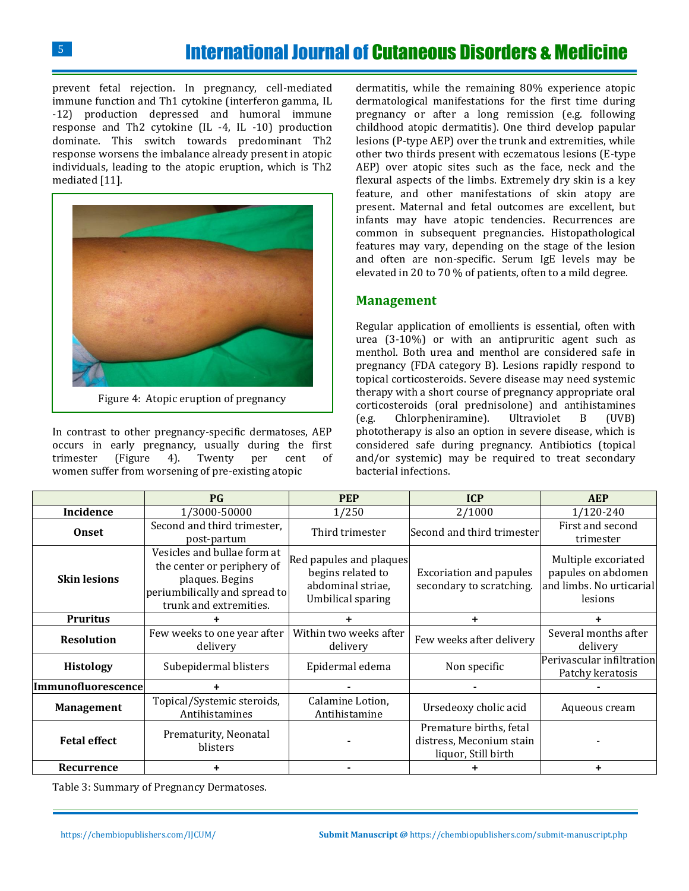prevent fetal rejection. In pregnancy, cell-mediated immune function and Th1 cytokine (interferon gamma, IL -12) production depressed and humoral immune response and Th2 cytokine (IL -4, IL -10) production dominate. This switch towards predominant Th2 response worsens the imbalance already present in atopic individuals, leading to the atopic eruption, which is Th2 mediated [11].

Figure 4: Atopic eruption of pregnancy

In contrast to other pregnancy-specific dermatoses, AEP occurs in early pregnancy, usually during the first trimester (Figure 4). Twenty per cent of women suffer from worsening of pre-existing atopic dermatitis, while the remaining 80% experience atopic dermatological manifestations for the first time during pregnancy or after a long remission (e.g. following childhood atopic dermatitis). One third develop papular lesions (P-type AEP) over the trunk and extremities, while other two thirds present with eczematous lesions (E-type AEP) over atopic sites such as the face, neck and the flexural aspects of the limbs. Extremely dry skin is a key feature, and other manifestations of skin atopy are present. Maternal and fetal outcomes are excellent, but infants may have atopic tendencies. Recurrences are common in subsequent pregnancies. Histopathological features may vary, depending on the stage of the lesion and often are non-specific. Serum IgE levels may be elevated in 20 to 70 % of patients, often to a mild degree.

## Management

Regular application of emollients is essential, often with urea (3-10%) or with an antipruritic agent such as menthol. Both urea and menthol are considered safe in pregnancy (FDA category B). Lesions rapidly respond to topical corticosteroids. Severe disease may need systemic therapy with a short course of pregnancy appropriate oral corticosteroids (oral prednisolone) and antihistamines (e.g. Chlorpheniramine). Ultraviolet B (UVB) phototherapy is also an option in severe disease, which is considered safe during pregnancy. Antibiotics (topical and/or systemic) may be required to treat secondary bacterial infections.

| | PG | PEP | ICP | AEP |
|---|---|---|---|---|
| **Incidence** | 1/3000-50000 | 1/250 | 2/1000 | 1/120-240 |
| **Onset** | Second and third trimester, post-partum | Third trimester | Second and third trimester | First and second trimester |
| **Skin lesions** | Vesicles and bullae form at the center or periphery of plaques. Begins periumbilically and spread to trunk and extremities. | Red papules and plaques begins related to abdominal striae, Umbilical sparing | Excoriation and papules secondary to scratching. | Multiple excoriated papules on abdomen and limbs. No urticarial lesions |
| **Pruritus** | + | + | + | + |
| **Resolution** | Few weeks to one year after delivery | Within two weeks after delivery | Few weeks after delivery | Several months after delivery |
| **Histology** | Subepidermal blisters | Epidermal edema | Non specific | Perivascular infiltration Patchy keratosis |
| **Immunofluorescence** | + | - | - | - |
| **Management** | Topical/Systemic steroids, Antihistamines | Calamine Lotion, Antihistamine | Ursedeoxy cholic acid | Aqueous cream |
| **Fetal effect** | Prematurity, Neonatal blisters | - | Premature births, fetal distress, Meconium stain liquor, Still birth | - |
| **Recurrence** | + | - | + | + |

Table 3: Summary of Pregnancy Dermatoses.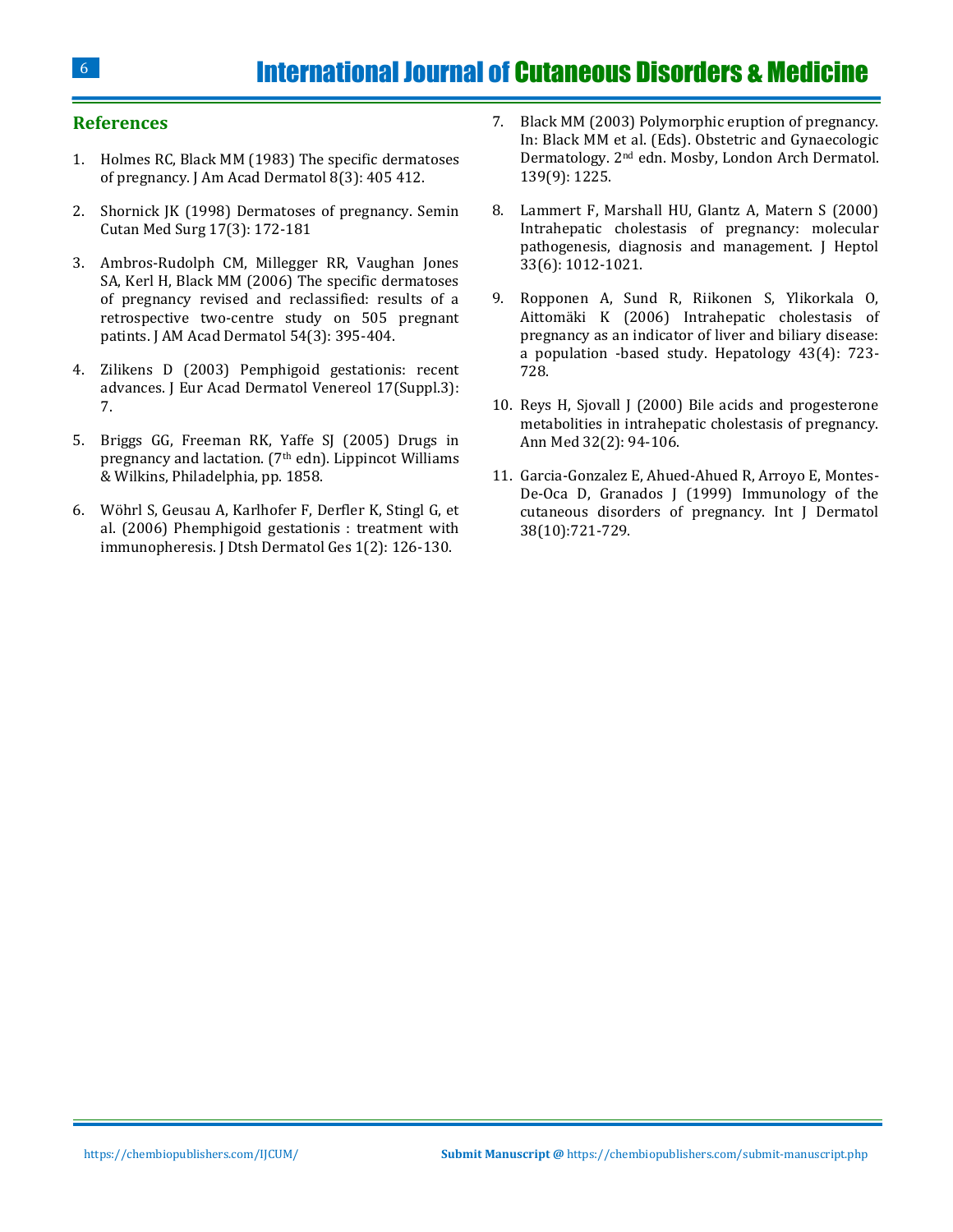## References

1. Holmes RC, Black MM (1983) The specific dermatoses of pregnancy. J Am Acad Dermatol 8(3): 405 412.

2. Shornick JK (1998) Dermatoses of pregnancy. Semin Cutan Med Surg 17(3): 172-181

3. Ambros-Rudolph CM, Millegger RR, Vaughan Jones SA, Kerl H, Black MM (2006) The specific dermatoses of pregnancy revised and reclassified: results of a retrospective two-centre study on 505 pregnant patints. J AM Acad Dermatol 54(3): 395-404.

4. Zilikens D (2003) Pemphigoid gestationis: recent advances. J Eur Acad Dermatol Venereol 17(Suppl.3): 7.

5. Briggs GG, Freeman RK, Yaffe SJ (2005) Drugs in pregnancy and lactation. (7th edn). Lippincot Williams & Wilkins, Philadelphia, pp. 1858.

6. Wöhrl S, Geusau A, Karlhofer F, Derfler K, Stingl G, et al. (2006) Phemphigoid gestationis : treatment with immunopheresis. J Dtsh Dermatol Ges 1(2): 126-130.

7. Black MM (2003) Polymorphic eruption of pregnancy. In: Black MM et al. (Eds). Obstetric and Gynaecologic Dermatology. 2nd edn. Mosby, London Arch Dermatol. 139(9): 1225.

8. Lammert F, Marshall HU, Glantz A, Matern S (2000) Intrahepatic cholestasis of pregnancy: molecular pathogenesis, diagnosis and management. J Heptol 33(6): 1012-1021.

9. Ropponen A, Sund R, Riikonen S, Ylikorkala O, Aittomäki K (2006) Intrahepatic cholestasis of pregnancy as an indicator of liver and biliary disease: a population -based study. Hepatology 43(4): 723-728.

10. Reys H, Sjovall J (2000) Bile acids and progesterone metabolities in intrahepatic cholestasis of pregnancy. Ann Med 32(2): 94-106.

11. Garcia-Gonzalez E, Ahued-Ahued R, Arroyo E, Montes-De-Oca D, Granados J (1999) Immunology of the cutaneous disorders of pregnancy. Int J Dermatol 38(10):721-729.